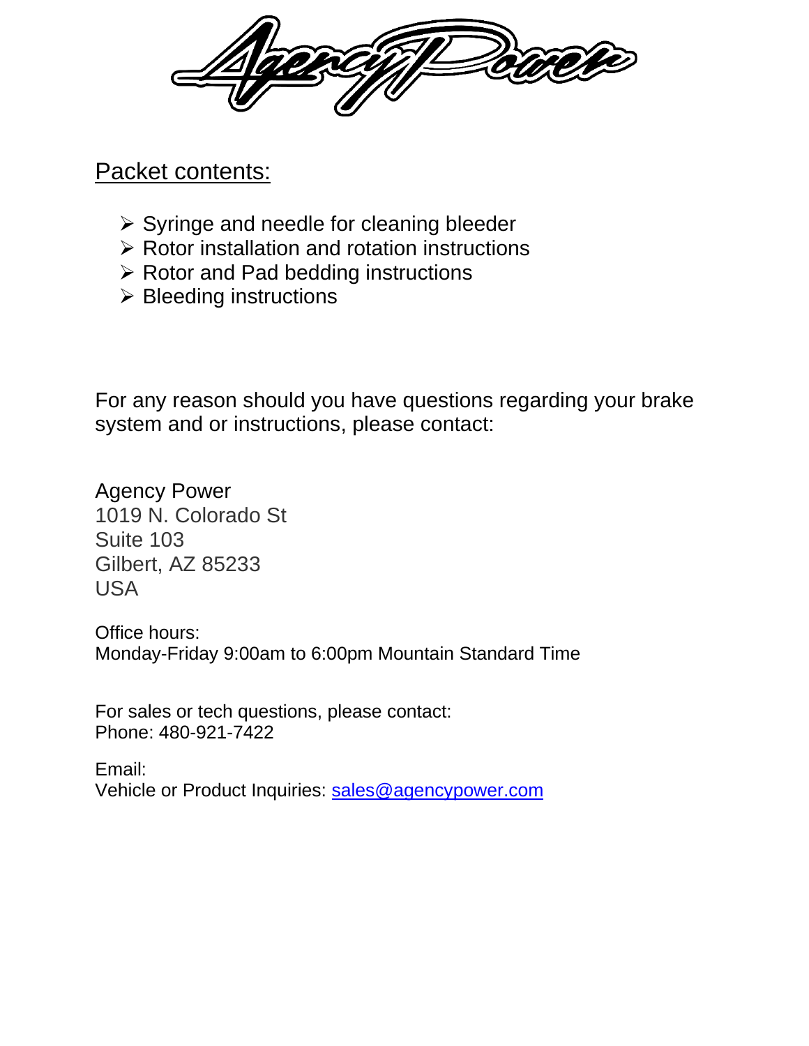Agency Power

## Packet contents:

- Syringe and needle for cleaning bleeder
- Rotor installation and rotation instructions
- Rotor and Pad bedding instructions
- Bleeding instructions

For any reason should you have questions regarding your brake system and or instructions, please contact:

Agency Power
1019 N. Colorado St
Suite 103
Gilbert, AZ 85233
USA

Office hours:
Monday-Friday 9:00am to 6:00pm Mountain Standard Time

For sales or tech questions, please contact:
Phone: 480-921-7422

Email:
Vehicle or Product Inquiries: sales@agencypower.com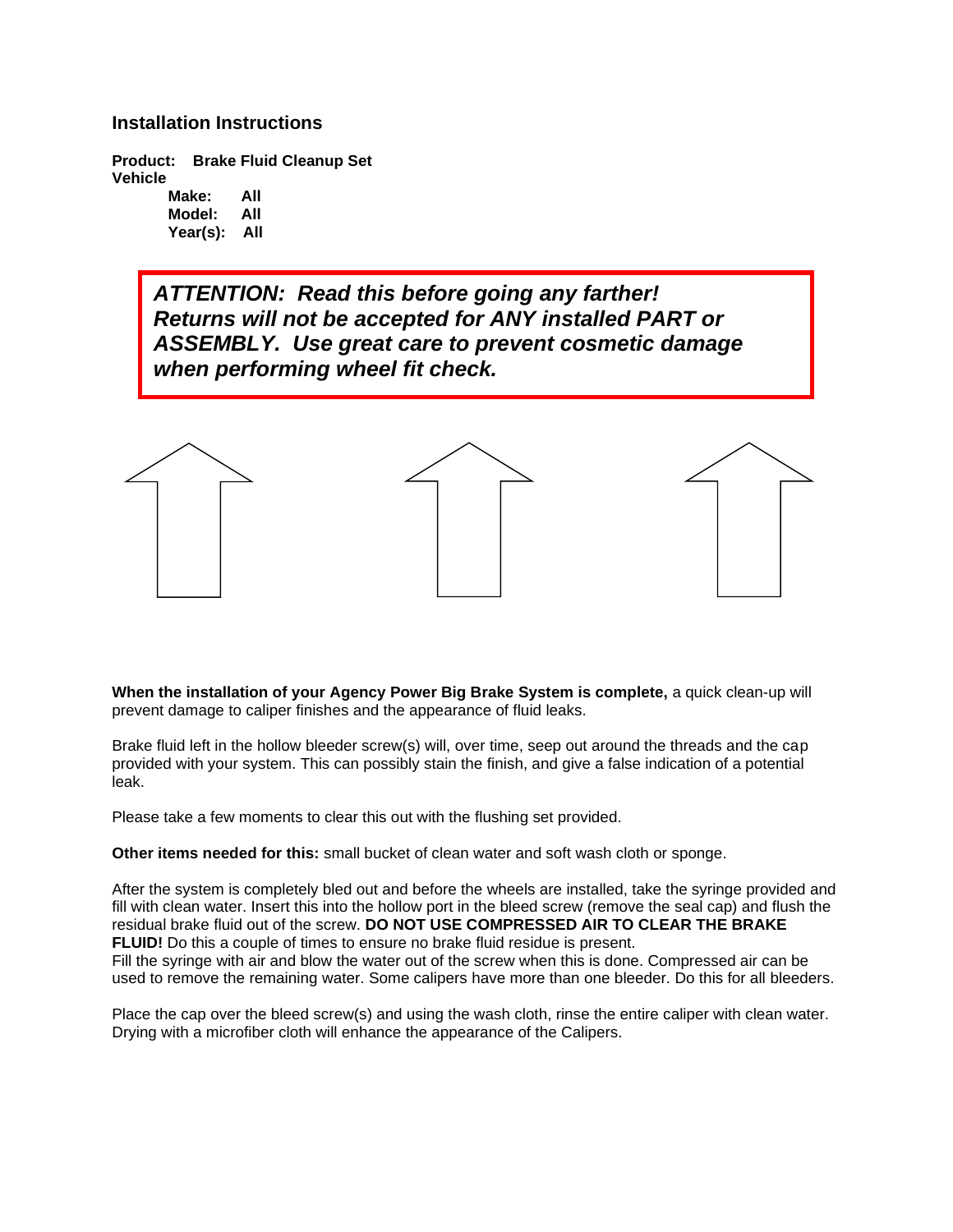## Installation Instructions

**Product: Brake Fluid Cleanup Set**
**Vehicle**
**Make: All**
**Model: All**
**Year(s): All**

> ***ATTENTION: Read this before going any farther! Returns will not be accepted for ANY installed PART or ASSEMBLY. Use great care to prevent cosmetic damage when performing wheel fit check.***

**When the installation of your Agency Power Big Brake System is complete,** a quick clean-up will prevent damage to caliper finishes and the appearance of fluid leaks.

Brake fluid left in the hollow bleeder screw(s) will, over time, seep out around the threads and the cap provided with your system. This can possibly stain the finish, and give a false indication of a potential leak.

Please take a few moments to clear this out with the flushing set provided.

**Other items needed for this:** small bucket of clean water and soft wash cloth or sponge.

After the system is completely bled out and before the wheels are installed, take the syringe provided and fill with clean water. Insert this into the hollow port in the bleed screw (remove the seal cap) and flush the residual brake fluid out of the screw. **DO NOT USE COMPRESSED AIR TO CLEAR THE BRAKE FLUID!** Do this a couple of times to ensure no brake fluid residue is present.
Fill the syringe with air and blow the water out of the screw when this is done. Compressed air can be used to remove the remaining water. Some calipers have more than one bleeder. Do this for all bleeders.

Place the cap over the bleed screw(s) and using the wash cloth, rinse the entire caliper with clean water. Drying with a microfiber cloth will enhance the appearance of the Calipers.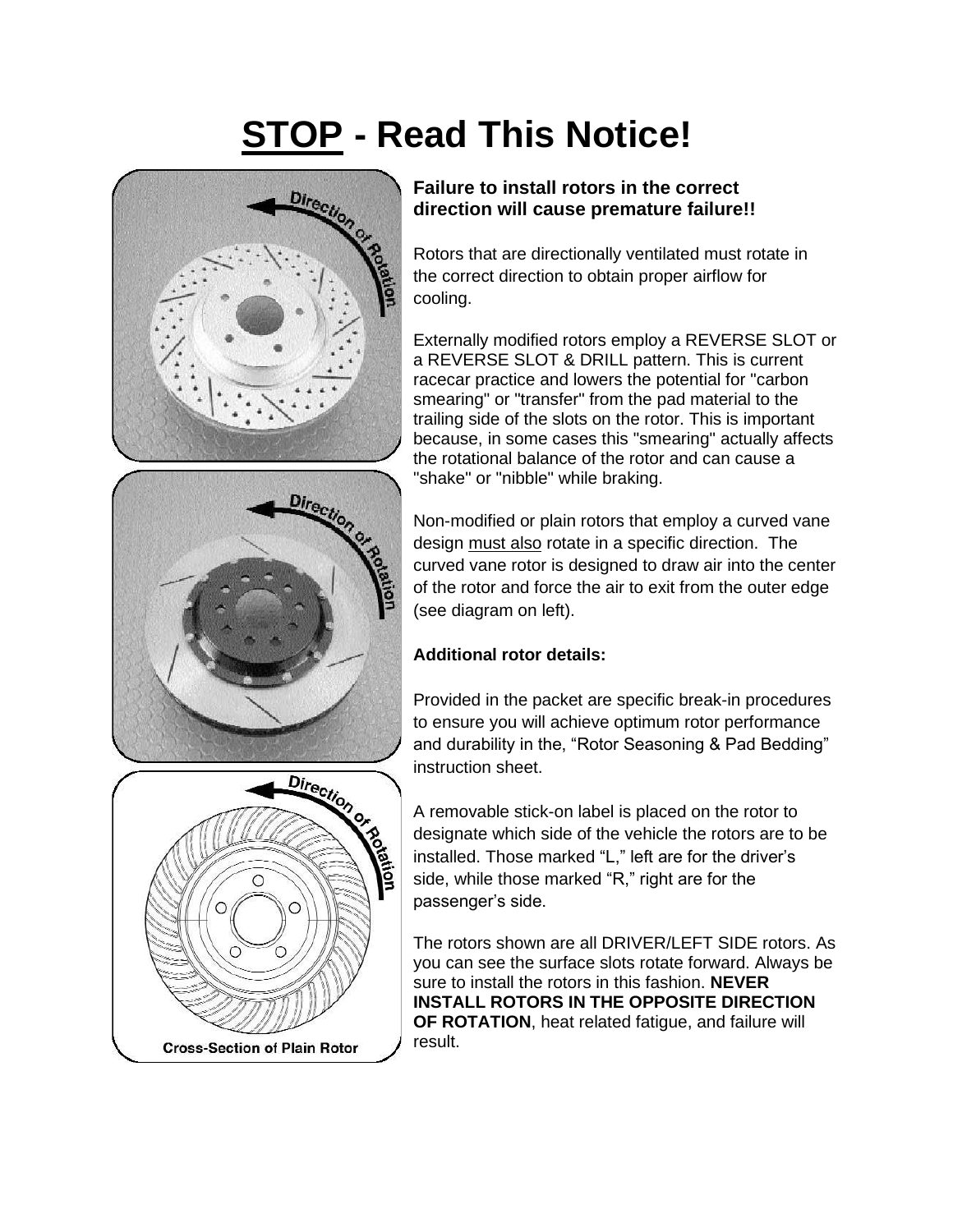# <u>STOP</u> - Read This Notice!

Direction of Rotation

Direction of Rotation

Direction of Rotation

Cross-Section of Plain Rotor

**Failure to install rotors in the correct direction will cause premature failure!!**

Rotors that are directionally ventilated must rotate in the correct direction to obtain proper airflow for cooling.

Externally modified rotors employ a REVERSE SLOT or a REVERSE SLOT & DRILL pattern. This is current racecar practice and lowers the potential for "carbon smearing" or "transfer" from the pad material to the trailing side of the slots on the rotor. This is important because, in some cases this "smearing" actually affects the rotational balance of the rotor and can cause a "shake" or "nibble" while braking.

Non-modified or plain rotors that employ a curved vane design <u>must also</u> rotate in a specific direction. The curved vane rotor is designed to draw air into the center of the rotor and force the air to exit from the outer edge (see diagram on left).

**Additional rotor details:**

Provided in the packet are specific break-in procedures to ensure you will achieve optimum rotor performance and durability in the, "Rotor Seasoning & Pad Bedding" instruction sheet.

A removable stick-on label is placed on the rotor to designate which side of the vehicle the rotors are to be installed. Those marked "L," left are for the driver's side, while those marked "R," right are for the passenger's side.

The rotors shown are all DRIVER/LEFT SIDE rotors. As you can see the surface slots rotate forward. Always be sure to install the rotors in this fashion. **NEVER INSTALL ROTORS IN THE OPPOSITE DIRECTION OF ROTATION**, heat related fatigue, and failure will result.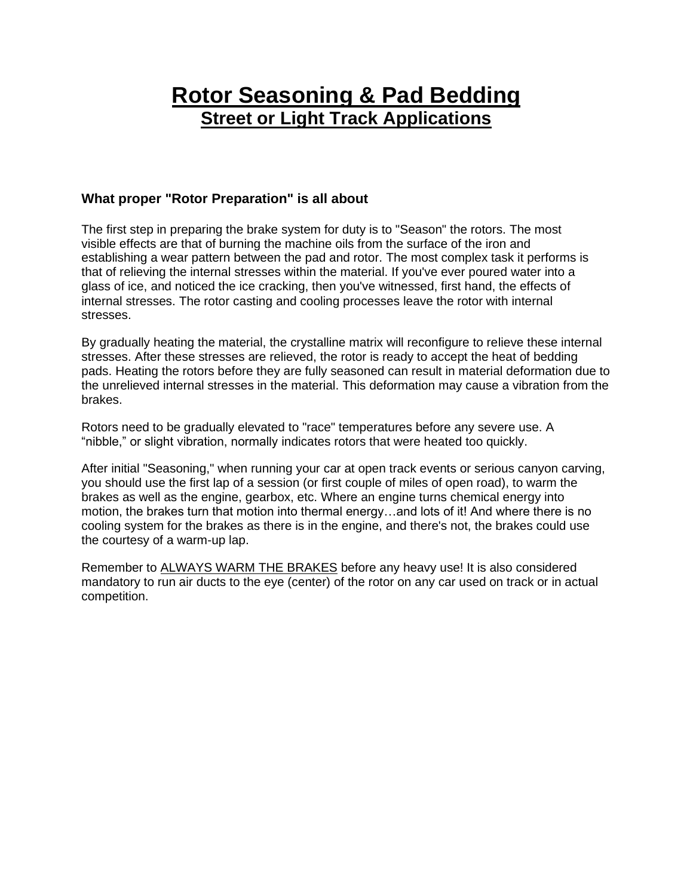# <u>Rotor Seasoning & Pad Bedding</u>

## <u>Street or Light Track Applications</u>

### What proper "Rotor Preparation" is all about

The first step in preparing the brake system for duty is to "Season" the rotors. The most visible effects are that of burning the machine oils from the surface of the iron and establishing a wear pattern between the pad and rotor. The most complex task it performs is that of relieving the internal stresses within the material. If you've ever poured water into a glass of ice, and noticed the ice cracking, then you've witnessed, first hand, the effects of internal stresses. The rotor casting and cooling processes leave the rotor with internal stresses.

By gradually heating the material, the crystalline matrix will reconfigure to relieve these internal stresses. After these stresses are relieved, the rotor is ready to accept the heat of bedding pads. Heating the rotors before they are fully seasoned can result in material deformation due to the unrelieved internal stresses in the material. This deformation may cause a vibration from the brakes.

Rotors need to be gradually elevated to "race" temperatures before any severe use. A “nibble,” or slight vibration, normally indicates rotors that were heated too quickly.

After initial "Seasoning," when running your car at open track events or serious canyon carving, you should use the first lap of a session (or first couple of miles of open road), to warm the brakes as well as the engine, gearbox, etc. Where an engine turns chemical energy into motion, the brakes turn that motion into thermal energy…and lots of it! And where there is no cooling system for the brakes as there is in the engine, and there's not, the brakes could use the courtesy of a warm-up lap.

Remember to <u>ALWAYS WARM THE BRAKES</u> before any heavy use! It is also considered mandatory to run air ducts to the eye (center) of the rotor on any car used on track or in actual competition.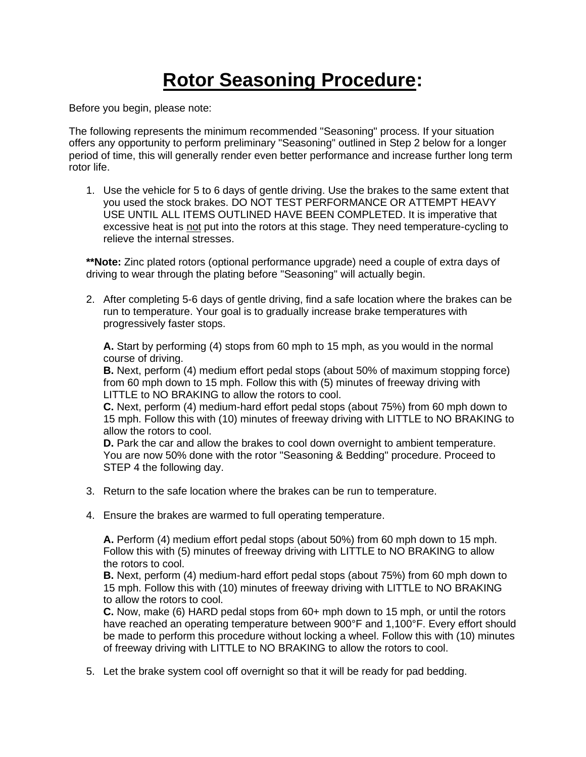# <u>Rotor Seasoning Procedure</u>:

Before you begin, please note:

The following represents the minimum recommended "Seasoning" process. If your situation offers any opportunity to perform preliminary "Seasoning" outlined in Step 2 below for a longer period of time, this will generally render even better performance and increase further long term rotor life.

1. Use the vehicle for 5 to 6 days of gentle driving. Use the brakes to the same extent that you used the stock brakes. DO NOT TEST PERFORMANCE OR ATTEMPT HEAVY USE UNTIL ALL ITEMS OUTLINED HAVE BEEN COMPLETED. It is imperative that excessive heat is <u>not</u> put into the rotors at this stage. They need temperature-cycling to relieve the internal stresses.

   ****Note:** Zinc plated rotors (optional performance upgrade) need a couple of extra days of driving to wear through the plating before "Seasoning" will actually begin.

2. After completing 5-6 days of gentle driving, find a safe location where the brakes can be run to temperature. Your goal is to gradually increase brake temperatures with progressively faster stops.

   **A.** Start by performing (4) stops from 60 mph to 15 mph, as you would in the normal course of driving.
   **B.** Next, perform (4) medium effort pedal stops (about 50% of maximum stopping force) from 60 mph down to 15 mph. Follow this with (5) minutes of freeway driving with LITTLE to NO BRAKING to allow the rotors to cool.
   **C.** Next, perform (4) medium-hard effort pedal stops (about 75%) from 60 mph down to 15 mph. Follow this with (10) minutes of freeway driving with LITTLE to NO BRAKING to allow the rotors to cool.
   **D.** Park the car and allow the brakes to cool down overnight to ambient temperature. You are now 50% done with the rotor "Seasoning & Bedding" procedure. Proceed to STEP 4 the following day.

3. Return to the safe location where the brakes can be run to temperature.

4. Ensure the brakes are warmed to full operating temperature.

   **A.** Perform (4) medium effort pedal stops (about 50%) from 60 mph down to 15 mph. Follow this with (5) minutes of freeway driving with LITTLE to NO BRAKING to allow the rotors to cool.
   **B.** Next, perform (4) medium-hard effort pedal stops (about 75%) from 60 mph down to 15 mph. Follow this with (10) minutes of freeway driving with LITTLE to NO BRAKING to allow the rotors to cool.
   **C.** Now, make (6) HARD pedal stops from 60+ mph down to 15 mph, or until the rotors have reached an operating temperature between 900°F and 1,100°F. Every effort should be made to perform this procedure without locking a wheel. Follow this with (10) minutes of freeway driving with LITTLE to NO BRAKING to allow the rotors to cool.

5. Let the brake system cool off overnight so that it will be ready for pad bedding.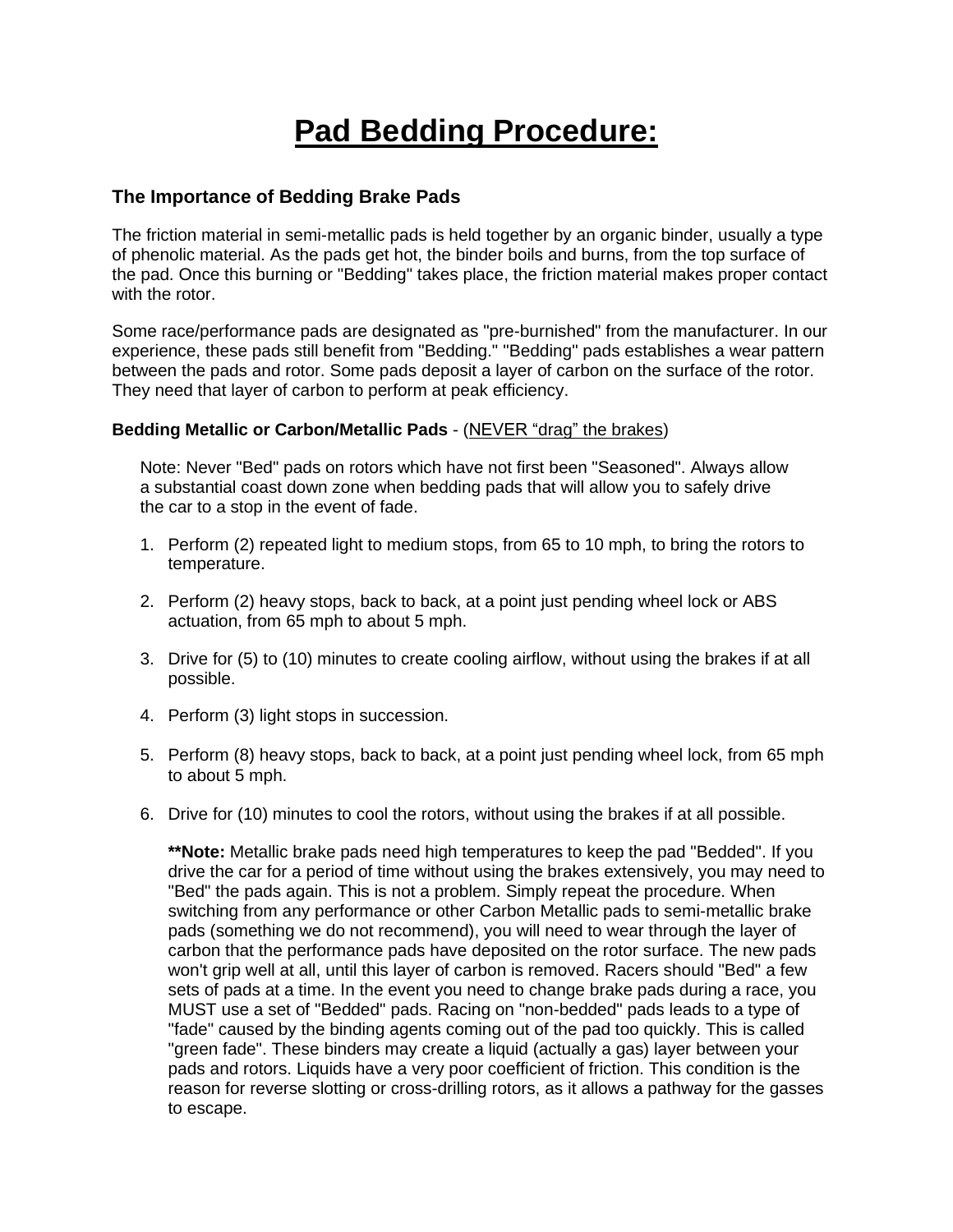# Pad Bedding Procedure:

### The Importance of Bedding Brake Pads

The friction material in semi-metallic pads is held together by an organic binder, usually a type of phenolic material. As the pads get hot, the binder boils and burns, from the top surface of the pad. Once this burning or "Bedding" takes place, the friction material makes proper contact with the rotor.

Some race/performance pads are designated as "pre-burnished" from the manufacturer. In our experience, these pads still benefit from "Bedding." "Bedding" pads establishes a wear pattern between the pads and rotor. Some pads deposit a layer of carbon on the surface of the rotor. They need that layer of carbon to perform at peak efficiency.

**Bedding Metallic or Carbon/Metallic Pads** - (<u>NEVER “drag” the brakes</u>)

Note: Never "Bed" pads on rotors which have not first been "Seasoned". Always allow a substantial coast down zone when bedding pads that will allow you to safely drive the car to a stop in the event of fade.

1. Perform (2) repeated light to medium stops, from 65 to 10 mph, to bring the rotors to temperature.
2. Perform (2) heavy stops, back to back, at a point just pending wheel lock or ABS actuation, from 65 mph to about 5 mph.
3. Drive for (5) to (10) minutes to create cooling airflow, without using the brakes if at all possible.
4. Perform (3) light stops in succession.
5. Perform (8) heavy stops, back to back, at a point just pending wheel lock, from 65 mph to about 5 mph.
6. Drive for (10) minutes to cool the rotors, without using the brakes if at all possible.

   ****Note:** Metallic brake pads need high temperatures to keep the pad "Bedded". If you drive the car for a period of time without using the brakes extensively, you may need to "Bed" the pads again. This is not a problem. Simply repeat the procedure. When switching from any performance or other Carbon Metallic pads to semi-metallic brake pads (something we do not recommend), you will need to wear through the layer of carbon that the performance pads have deposited on the rotor surface. The new pads won't grip well at all, until this layer of carbon is removed. Racers should "Bed" a few sets of pads at a time. In the event you need to change brake pads during a race, you MUST use a set of "Bedded" pads. Racing on "non-bedded" pads leads to a type of "fade" caused by the binding agents coming out of the pad too quickly. This is called "green fade". These binders may create a liquid (actually a gas) layer between your pads and rotors. Liquids have a very poor coefficient of friction. This condition is the reason for reverse slotting or cross-drilling rotors, as it allows a pathway for the gasses to escape.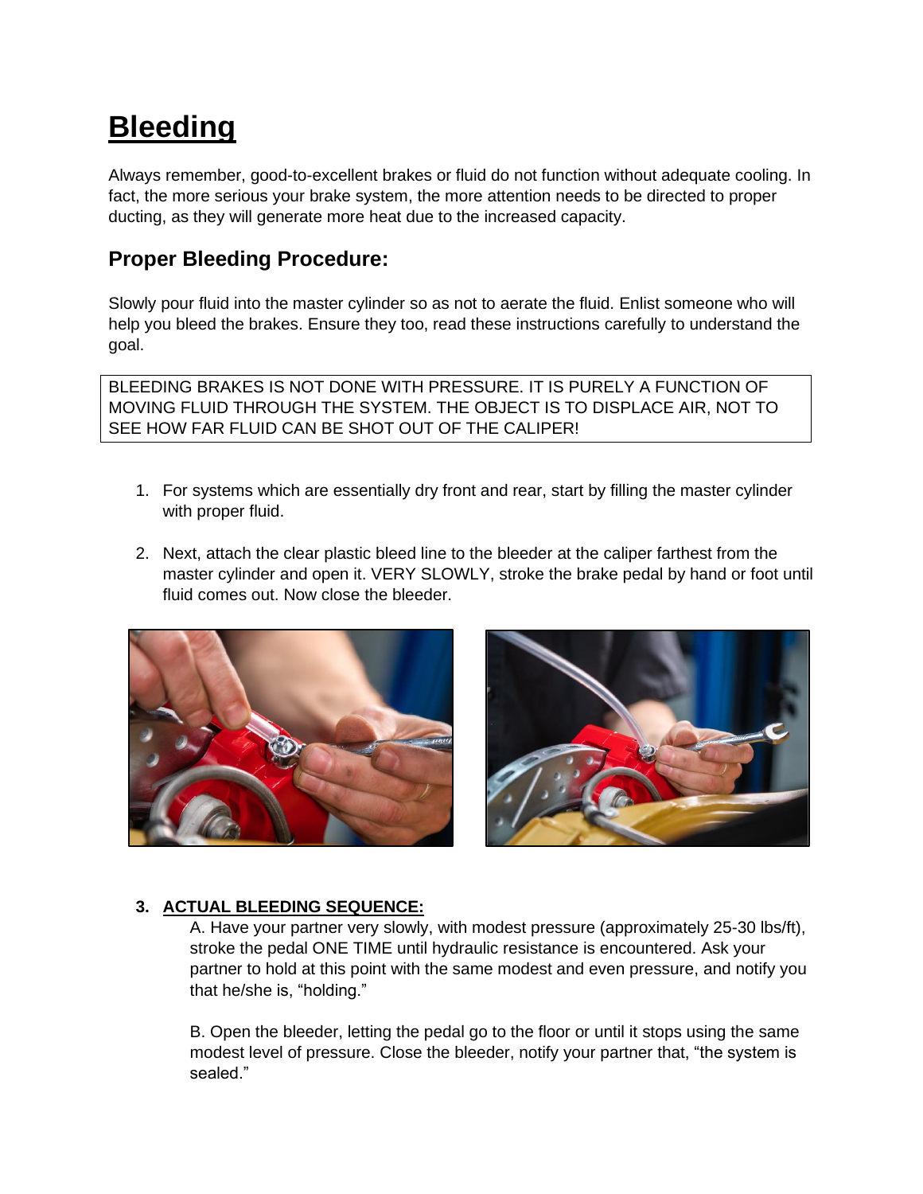# Bleeding

Always remember, good-to-excellent brakes or fluid do not function without adequate cooling. In fact, the more serious your brake system, the more attention needs to be directed to proper ducting, as they will generate more heat due to the increased capacity.

## Proper Bleeding Procedure:

Slowly pour fluid into the master cylinder so as not to aerate the fluid. Enlist someone who will help you bleed the brakes. Ensure they too, read these instructions carefully to understand the goal.

BLEEDING BRAKES IS NOT DONE WITH PRESSURE. IT IS PURELY A FUNCTION OF MOVING FLUID THROUGH THE SYSTEM. THE OBJECT IS TO DISPLACE AIR, NOT TO SEE HOW FAR FLUID CAN BE SHOT OUT OF THE CALIPER!

1. For systems which are essentially dry front and rear, start by filling the master cylinder with proper fluid.

2. Next, attach the clear plastic bleed line to the bleeder at the caliper farthest from the master cylinder and open it. VERY SLOWLY, stroke the brake pedal by hand or foot until fluid comes out. Now close the bleeder.

3. **ACTUAL BLEEDING SEQUENCE:**

   A. Have your partner very slowly, with modest pressure (approximately 25-30 lbs/ft), stroke the pedal ONE TIME until hydraulic resistance is encountered. Ask your partner to hold at this point with the same modest and even pressure, and notify you that he/she is, "holding."

   B. Open the bleeder, letting the pedal go to the floor or until it stops using the same modest level of pressure. Close the bleeder, notify your partner that, "the system is sealed."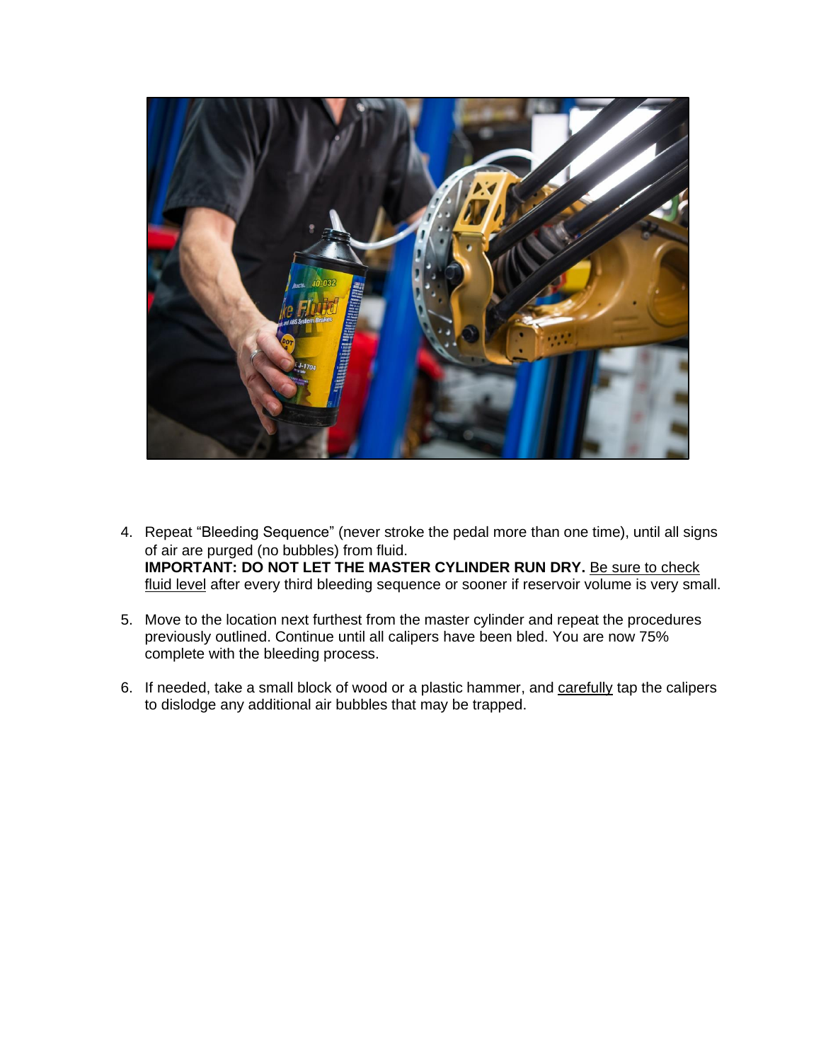4. Repeat "Bleeding Sequence" (never stroke the pedal more than one time), until all signs of air are purged (no bubbles) from fluid.
   **IMPORTANT: DO NOT LET THE MASTER CYLINDER RUN DRY.** Be sure to check fluid level after every third bleeding sequence or sooner if reservoir volume is very small.

5. Move to the location next furthest from the master cylinder and repeat the procedures previously outlined. Continue until all calipers have been bled. You are now 75% complete with the bleeding process.

6. If needed, take a small block of wood or a plastic hammer, and carefully tap the calipers to dislodge any additional air bubbles that may be trapped.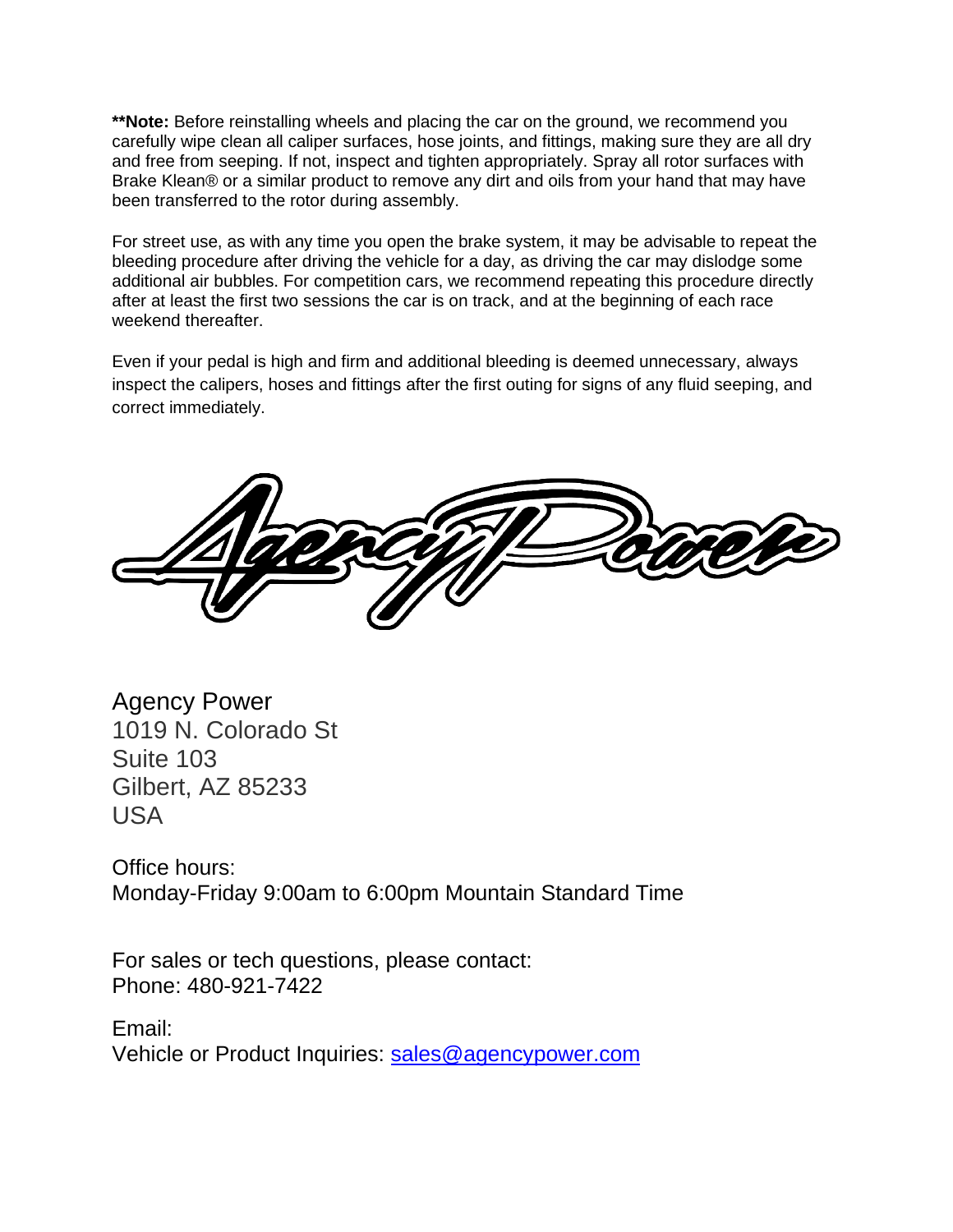****Note:** Before reinstalling wheels and placing the car on the ground, we recommend you carefully wipe clean all caliper surfaces, hose joints, and fittings, making sure they are all dry and free from seeping. If not, inspect and tighten appropriately. Spray all rotor surfaces with Brake Klean® or a similar product to remove any dirt and oils from your hand that may have been transferred to the rotor during assembly.

For street use, as with any time you open the brake system, it may be advisable to repeat the bleeding procedure after driving the vehicle for a day, as driving the car may dislodge some additional air bubbles. For competition cars, we recommend repeating this procedure directly after at least the first two sessions the car is on track, and at the beginning of each race weekend thereafter.

Even if your pedal is high and firm and additional bleeding is deemed unnecessary, always inspect the calipers, hoses and fittings after the first outing for signs of any fluid seeping, and correct immediately.

Agency Power
1019 N. Colorado St
Suite 103
Gilbert, AZ 85233
USA

Office hours:
Monday-Friday 9:00am to 6:00pm Mountain Standard Time

For sales or tech questions, please contact:
Phone: 480-921-7422

Email:
Vehicle or Product Inquiries: sales@agencypower.com